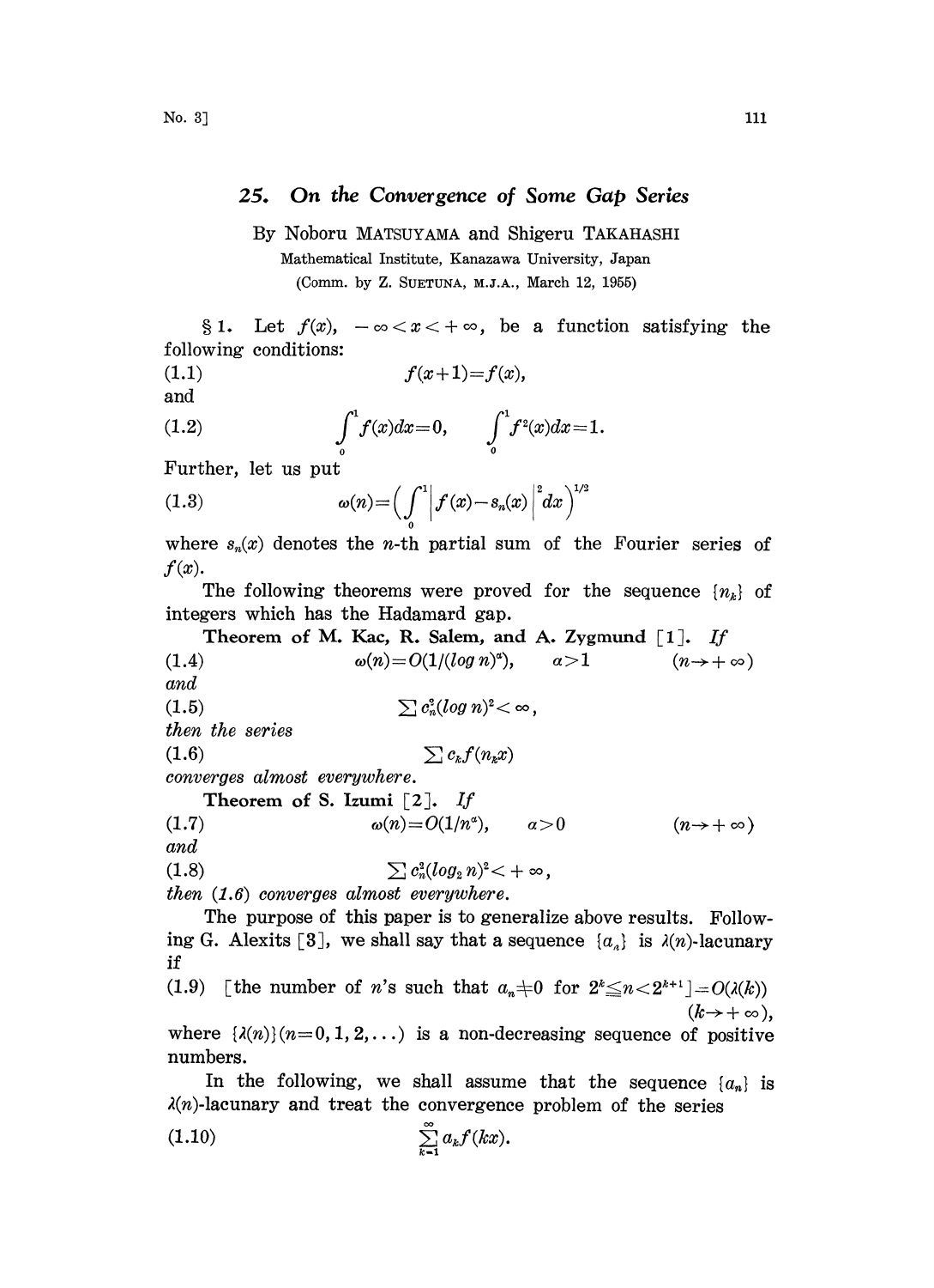## 25. On the Convergence of Some Gap Series

By Noboru MATSUYAMA and Shigeru TAKAHASHI

Mathematical Institute, Kanazawa University, Japan

(Comm. by Z. SUETUNA, M.J.A., March 12, 1955)

§ 1. Let $f(x)$, $-\infty < x < +\infty$, be a function satisfying the following conditions:

$$f(x+1)=f(x), \tag{1.1}$$

and

$$\int_0^1 f(x)dx=0, \qquad \int_0^1 f^2(x)dx=1. \tag{1.2}$$

Further, let us put

$$\omega(n)=\Big(\int_0^1 \Big| f(x)-s_n(x)\Big|^2 dx\Big)^{1/2} \tag{1.3}$$

where $s_n(x)$ denotes the $n$-th partial sum of the Fourier series of $f(x)$.

The following theorems were proved for the sequence $\{n_k\}$ of integers which has the Hadamard gap.

**Theorem of M. Kac, R. Salem, and A. Zygmund** [1]. *If*

$$\omega(n)=O(1/(\log n)^a), \qquad a>1 \qquad (n\to+\infty) \tag{1.4}$$

*and*

$$\sum c_n^2(\log n)^2<\infty, \tag{1.5}$$

*then the series*

$$\sum c_k f(n_k x) \tag{1.6}$$

*converges almost everywhere.*

**Theorem of S. Izumi** [2]. *If*

$$\omega(n)=O(1/n^a), \qquad a>0 \qquad (n\to+\infty) \tag{1.7}$$

*and*

$$\sum c_n^2(\log_2 n)^2<+\infty, \tag{1.8}$$

*then (1.6) converges almost everywhere.*

The purpose of this paper is to generalize above results. Following G. Alexits [3], we shall say that a sequence $\{a_n\}$ is $\lambda(n)$-lacunary if

(1.9) [the number of $n$'s such that $a_n\neq 0$ for $2^k\leq n<2^{k+1}$] $=O(\lambda(k))$ $(k\to+\infty)$,

where $\{\lambda(n)\}(n=0,1,2,\ldots)$ is a non-decreasing sequence of positive numbers.

In the following, we shall assume that the sequence $\{a_n\}$ is $\lambda(n)$-lacunary and treat the convergence problem of the series

$$\sum_{k=1}^{\infty} a_k f(kx). \tag{1.10}$$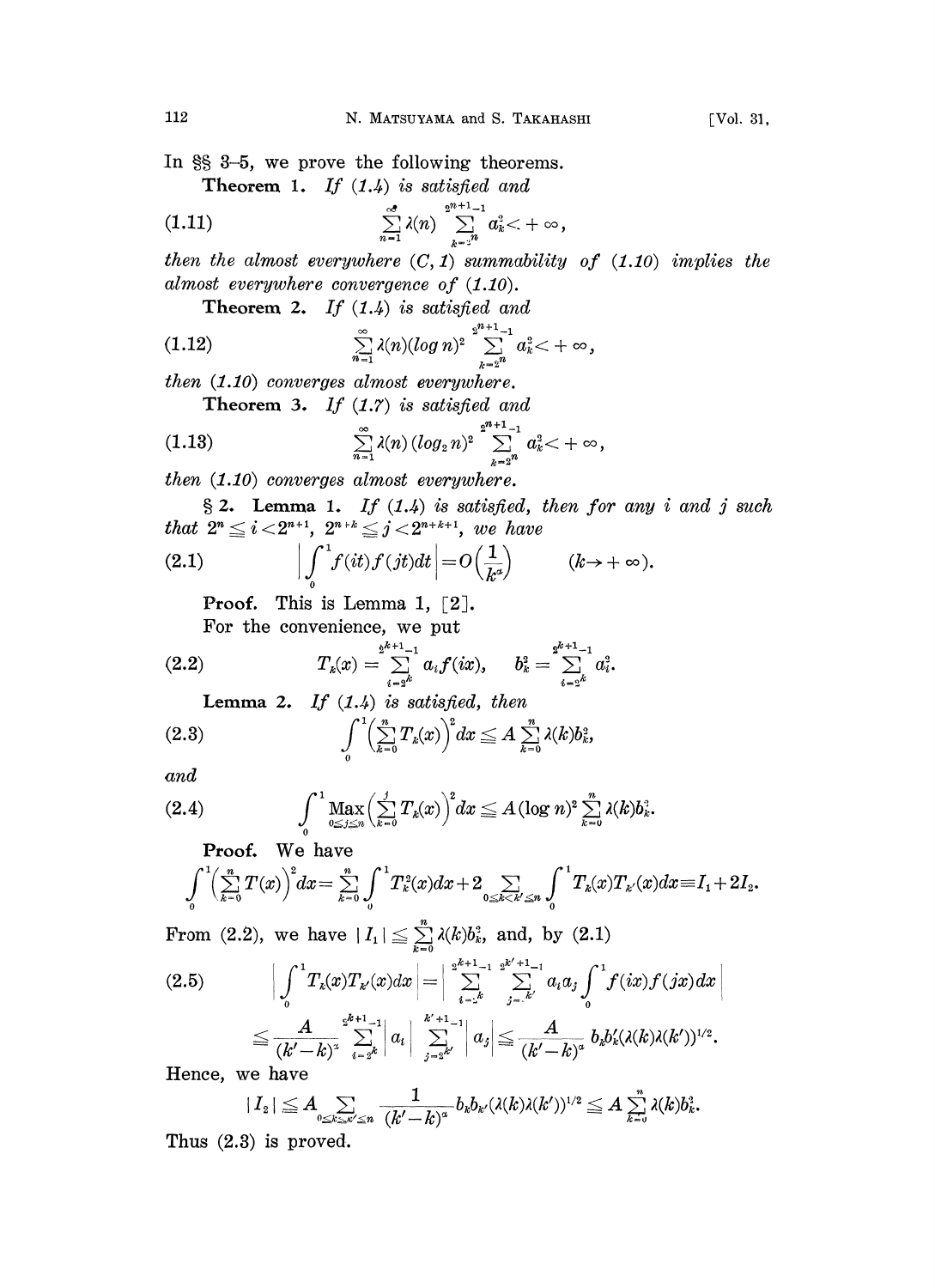In §§ 3–5, we prove the following theorems.

**Theorem 1.** *If (1.4) is satisfied and*

$$\sum_{n=1}^{\infty}\lambda(n)\sum_{k=2^n}^{2^{n+1}-1}a_k^2<+\infty, \tag{1.11}$$

*then the almost everywhere $(C, 1)$ summability of (1.10) implies the almost everywhere convergence of (1.10).*

**Theorem 2.** *If (1.4) is satisfied and*

$$\sum_{n=1}^{\infty}\lambda(n)(\log n)^2\sum_{k=2^n}^{2^{n+1}-1}a_k^2<+\infty, \tag{1.12}$$

*then (1.10) converges almost everywhere.*

**Theorem 3.** *If (1.7) is satisfied and*

$$\sum_{n=1}^{\infty}\lambda(n)(\log_2 n)^2\sum_{k=2^n}^{2^{n+1}-1}a_k^2<+\infty, \tag{1.13}$$

*then (1.10) converges almost everywhere.*

§ 2. **Lemma 1.** *If (1.4) is satisfied, then for any $i$ and $j$ such that $2^n\leqq i<2^{n+1}$, $2^{n+k}\leqq j<2^{n+k+1}$, we have*

$$\left|\int_0^1 f(it)f(jt)dt\right|=O\left(\frac{1}{k^\alpha}\right) \qquad (k\to+\infty). \tag{2.1}$$

**Proof.** This is Lemma 1, [2].

For the convenience, we put

$$T_k(x)=\sum_{i=2^k}^{2^{k+1}-1}a_i f(ix), \qquad b_k^2=\sum_{i=2^k}^{2^{k+1}-1}a_i^2. \tag{2.2}$$

**Lemma 2.** *If (1.4) is satisfied, then*

$$\int_0^1\left(\sum_{k=0}^{n}T_k(x)\right)^2dx\leqq A\sum_{k=0}^{n}\lambda(k)b_k^2, \tag{2.3}$$

*and*

$$\int_0^1\operatorname*{Max}_{0\leq j\leq n}\left(\sum_{k=0}^{j}T_k(x)\right)^2dx\leqq A(\log n)^2\sum_{k=0}^{n}\lambda(k)b_k^2. \tag{2.4}$$

**Proof.** We have

$$\int_0^1\left(\sum_{k=0}^{n}T(x)\right)^2dx=\sum_{k=0}^{n}\int_0^1 T_k^2(x)dx+2\sum_{0\leq k<k'\leq n}\int_0^1 T_k(x)T_{k'}(x)dx\equiv I_1+2I_2.$$

From (2.2), we have $|I_1|\leqq\sum_{k=0}^{n}\lambda(k)b_k^2$, and, by (2.1)

$$\left|\int_0^1 T_k(x)T_{k'}(x)dx\right|=\left|\sum_{i=2^k}^{2^{k+1}-1}\sum_{j=2^{k'}}^{2^{k'+1}-1}a_i a_j\int_0^1 f(ix)f(jx)dx\right|$$

$$\leqq\frac{A}{(k'-k)^\alpha}\sum_{i=2^k}^{2^{k+1}-1}\left|a_i\right|\sum_{j=2^{k'}}^{k'+1-1}\left|a_j\right|\leqq\frac{A}{(k'-k)^\alpha}b_k b_k'(\lambda(k)\lambda(k'))^{1/2}. \tag{2.5}$$

Hence, we have

$$|I_2|\leqq A\sum_{0\leq k\leq k'\leq n}\frac{1}{(k'-k)^\alpha}b_k b_{k'}(\lambda(k)\lambda(k'))^{1/2}\leqq A\sum_{k=0}^{n}\lambda(k)b_k^2.$$

Thus (2.3) is proved.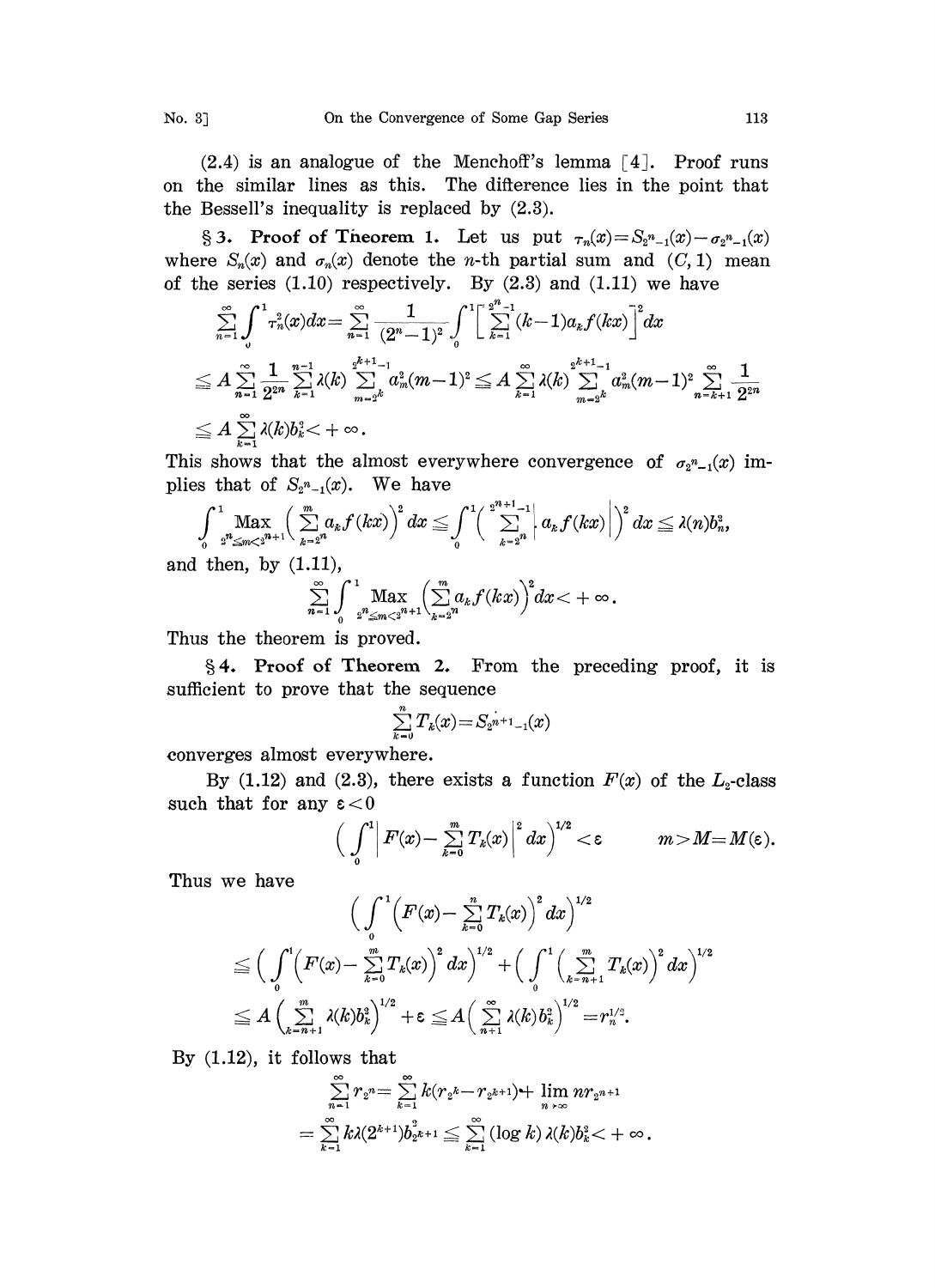(2.4) is an analogue of the Menchoff's lemma [4]. Proof runs on the similar lines as this. The difference lies in the point that the Bessell's inequality is replaced by (2.3).

**§ 3. Proof of Theorem 1.** Let us put $\tau_n(x)=S_{2^n-1}(x)-\sigma_{2^n-1}(x)$ where $S_n(x)$ and $\sigma_n(x)$ denote the $n$-th partial sum and $(C, 1)$ mean of the series (1.10) respectively. By (2.3) and (1.11) we have

$$\sum_{n=1}^{\infty}\int_0^1 \tau_n^2(x)dx=\sum_{n=1}^{\infty}\frac{1}{(2^n-1)^2}\int_0^1\Big[\sum_{k=1}^{2^n-1}(k-1)a_kf(kx)\Big]^2dx$$

$$\leqq A\sum_{n=1}^{\infty}\frac{1}{2^{2n}}\sum_{k=1}^{n-1}\lambda(k)\sum_{m=2^k}^{2^{k+1}-1}a_m^2(m-1)^2\leqq A\sum_{k=1}^{\infty}\lambda(k)\sum_{m=2^k}^{2^{k+1}-1}a_m^2(m-1)^2\sum_{n=k+1}^{\infty}\frac{1}{2^{2n}}$$

$$\leqq A\sum_{k=1}^{\infty}\lambda(k)b_k^2<+\infty.$$

This shows that the almost everywhere convergence of $\sigma_{2^n-1}(x)$ implies that of $S_{2^n-1}(x)$. We have

$$\int_0^1 \operatorname*{Max}_{2^n\leqq m<2^{n+1}}\Big(\sum_{k=2^n}^{m}a_kf(kx)\Big)^2dx\leqq\int_0^1\Big(\sum_{k=2^n}^{2^{n+1}-1}\Big|a_kf(kx)\Big|\Big)^2dx\leqq\lambda(n)b_n^2,$$

and then, by (1.11),

$$\sum_{n=1}^{\infty}\int_0^1\operatorname*{Max}_{2^n\leqq m<2^{n+1}}\Big(\sum_{k=2^n}^{m}a_kf(kx)\Big)^2dx<+\infty.$$

Thus the theorem is proved.

**§ 4. Proof of Theorem 2.** From the preceding proof, it is sufficient to prove that the sequence

$$\sum_{k=0}^{n}T_k(x)=S_{2^{n+1}-1}(x)$$

converges almost everywhere.

By (1.12) and (2.3), there exists a function $F(x)$ of the $L_2$-class such that for any $\varepsilon<0$

$$\Big(\int_0^1\Big|F(x)-\sum_{k=0}^{m}T_k(x)\Big|^2dx\Big)^{1/2}<\varepsilon\qquad m>M=M(\varepsilon).$$

Thus we have

$$\Big(\int_0^1\Big(F(x)-\sum_{k=0}^{n}T_k(x)\Big)^2dx\Big)^{1/2}$$

$$\leqq\Big(\int_0^1\Big(F(x)-\sum_{k=0}^{m}T_k(x)\Big)^2dx\Big)^{1/2}+\Big(\int_0^1\Big(\sum_{k=n+1}^{m}T_k(x)\Big)^2dx\Big)^{1/2}$$

$$\leqq A\Big(\sum_{k=n+1}^{m}\lambda(k)b_k^2\Big)^{1/2}+\varepsilon\leqq A\Big(\sum_{n+1}^{\infty}\lambda(k)b_k^2\Big)^{1/2}=r_n^{1/2}.$$

By (1.12), it follows that

$$\sum_{n=1}^{\infty}r_{2^n}=\sum_{k=1}^{\infty}k(r_{2^k}-r_{2^{k+1}})+\lim_{n\to\infty}nr_{2^{n+1}}$$

$$=\sum_{k=1}^{\infty}k\lambda(2^{k+1})b_{2^{k+1}}^2\leqq\sum_{k=1}^{\infty}(\log k)\,\lambda(k)b_k^2<+\infty.$$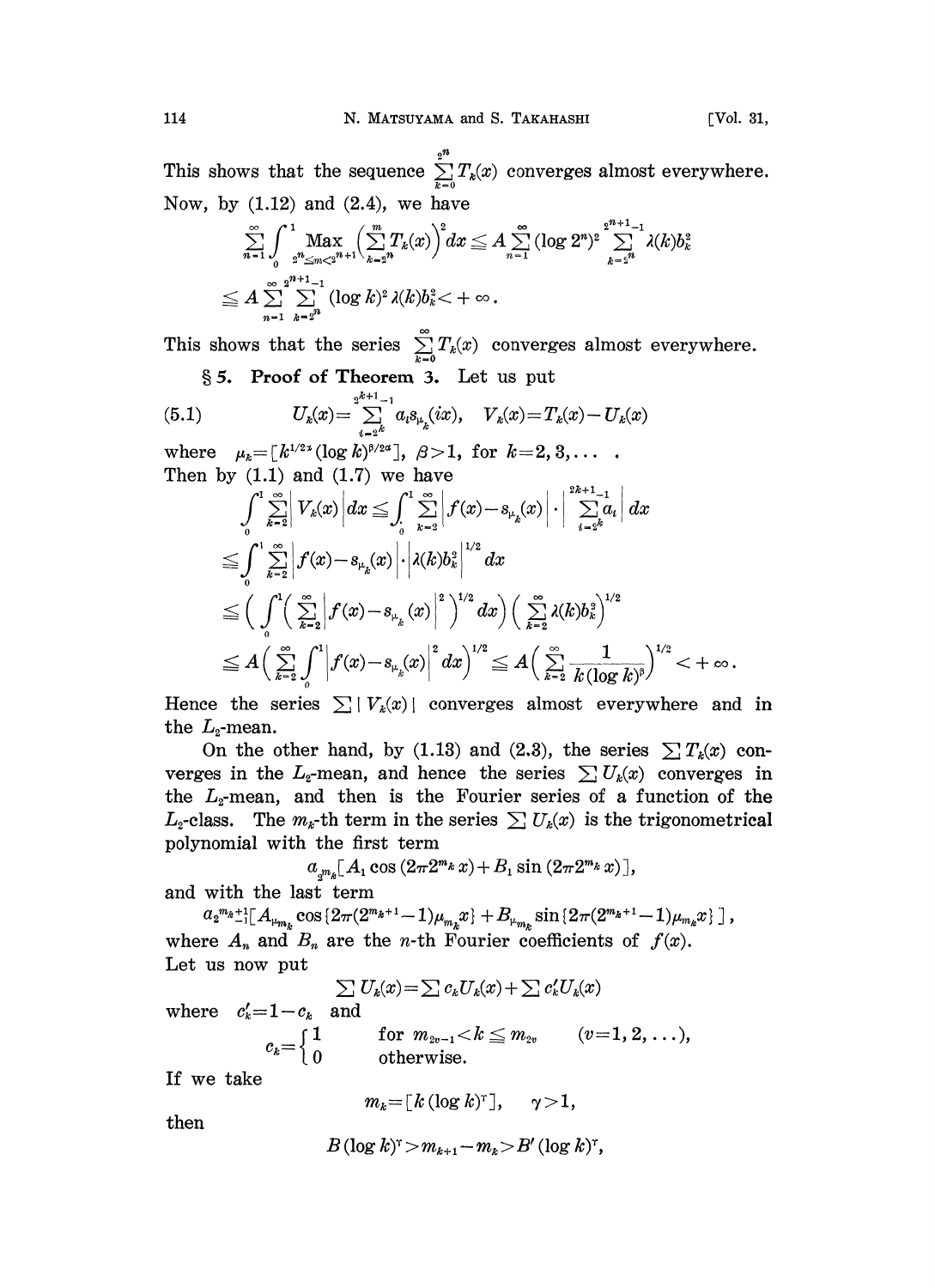This shows that the sequence $\sum_{k=0}^{2^n} T_k(x)$ converges almost everywhere. Now, by (1.12) and (2.4), we have

$$\sum_{n=1}^{\infty} \int_0^1 \underset{2^n \leqq m < 2^{n+1}}{\mathrm{Max}} \Big( \sum_{k=2^n}^{m} T_k(x) \Big)^2 dx \leqq A \sum_{n=1}^{\infty} (\log 2^n)^2 \sum_{k=2^n}^{2^{n+1}-1} \lambda(k) b_k^2$$

$$\leqq A \sum_{n=1}^{\infty} \sum_{k=2^n}^{2^{n+1}-1} (\log k)^2 \lambda(k) b_k^2 < +\infty.$$

This shows that the series $\sum_{k=0}^{\infty} T_k(x)$ converges almost everywhere.

**§ 5. Proof of Theorem 3.** Let us put

$$U_k(x) = \sum_{i=2^k}^{2^{k+1}-1} a_i s_{\mu_k}(ix), \quad V_k(x) = T_k(x) - U_k(x) \tag{5.1}$$

where $\mu_k = [k^{1/2\alpha} (\log k)^{\beta/2\alpha}]$, $\beta > 1$, for $k = 2, 3, \ldots$ .

Then by (1.1) and (1.7) we have

$$\int_0^1 \sum_{k=2}^{\infty} \Big| V_k(x) \Big| dx \leqq \int_0^1 \sum_{k=2}^{\infty} \Big| f(x) - s_{\mu_k}(x) \Big| \cdot \Big| \sum_{i=2^k}^{2^{k+1}-1} a_i \Big| dx$$

$$\leqq \int_0^1 \sum_{k=2}^{\infty} \Big| f(x) - s_{\mu_k}(x) \Big| \cdot \Big| \lambda(k) b_k^2 \Big|^{1/2} dx$$

$$\leqq \Big( \int_0^1 \Big( \sum_{k=2}^{\infty} \Big| f(x) - s_{\mu_k}(x) \Big|^2 \Big)^{1/2} dx \Big) \Big( \sum_{k=2}^{\infty} \lambda(k) b_k^2 \Big)^{1/2}$$

$$\leqq A \Big( \sum_{k=2}^{\infty} \int_0^1 \Big| f(x) - s_{\mu_k}(x) \Big|^2 dx \Big)^{1/2} \leqq A \Big( \sum_{k=2}^{\infty} \frac{1}{k (\log k)^\beta} \Big)^{1/2} < +\infty.$$

Hence the series $\sum |V_k(x)|$ converges almost everywhere and in the $L_2$-mean.

On the other hand, by (1.13) and (2.3), the series $\sum T_k(x)$ converges in the $L_2$-mean, and hence the series $\sum U_k(x)$ converges in the $L_2$-mean, and then is the Fourier series of a function of the $L_2$-class. The $m_k$-th term in the series $\sum U_k(x)$ is the trigonometrical polynomial with the first term

$$a_{2^{m_k}} [A_1 \cos (2\pi 2^{m_k} x) + B_1 \sin (2\pi 2^{m_k} x)],$$

and with the last term

$$a_{2^{m_k+1}-1} [A_{\mu_{m_k}} \cos \{2\pi (2^{m_k+1} - 1) \mu_{m_k} x\} + B_{\mu_{m_k}} \sin \{2\pi (2^{m_k+1} - 1) \mu_{m_k} x\}],$$

where $A_n$ and $B_n$ are the $n$-th Fourier coefficients of $f(x)$.

Let us now put

$$\sum U_k(x) = \sum c_k U_k(x) + \sum c_k' U_k(x)$$

where $c_k' = 1 - c_k$ and

$$c_k = \begin{cases} 1 & \text{for } m_{2v-1} < k \leqq m_{2v} \qquad (v = 1, 2, \ldots), \\ 0 & \text{otherwise.} \end{cases}$$

If we take

$$m_k = [k (\log k)^\gamma], \quad \gamma > 1,$$

then

$$B (\log k)^\gamma > m_{k+1} - m_k > B' (\log k)^\gamma,$$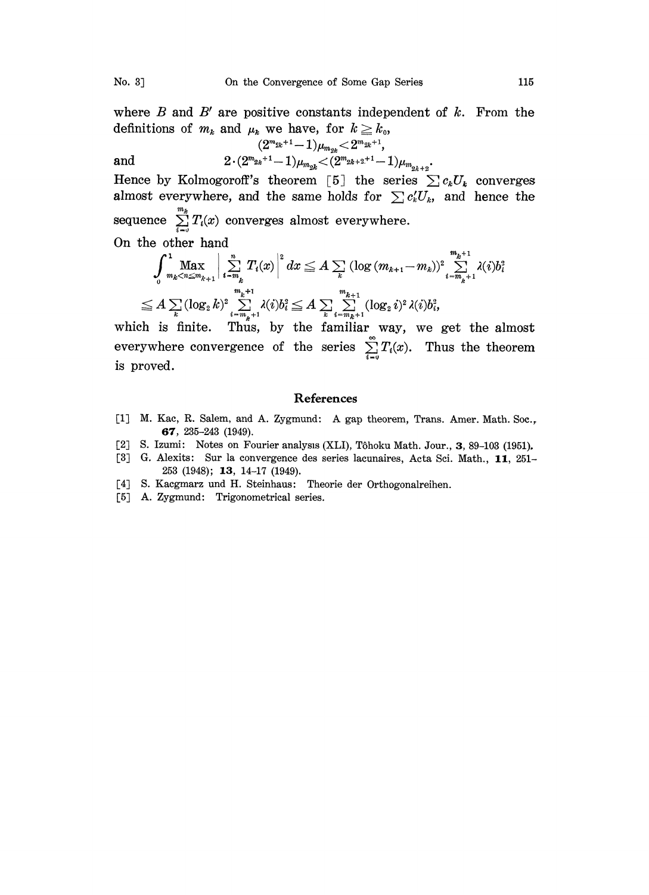where $B$ and $B'$ are positive constants independent of $k$. From the definitions of $m_k$ and $\mu_k$ we have, for $k \geqq k_0$,

$$(2^{m_{2k}+1}-1)\mu_{m_{2k}} < 2^{m_{2k}+1},$$

and

$$2\cdot(2^{m_{2k}+1}-1)\mu_{m_{2k}} < (2^{m_{2k+2}+1}-1)\mu_{m_{2k+2}}.$$

Hence by Kolmogoroff's theorem [5] the series $\sum c_k U_k$ converges almost everywhere, and the same holds for $\sum c'_k U_k$, and hence the sequence $\sum_{i=0}^{m_k} T_i(x)$ converges almost everywhere.

On the other hand

$$\int_0^1 \underset{m_k < n \leq m_{k+1}}{\text{Max}} \left| \sum_{i=m_k}^{n} T_i(x) \right|^2 dx \leqq A \sum_k (\log(m_{k+1}-m_k))^2 \sum_{i=m_k+1}^{m_k+1} \lambda(i) b_i^2$$

$$\leqq A \sum_k (\log_2 k)^2 \sum_{i=m_k+1}^{m_k+1} \lambda(i) b_i^2 \leqq A \sum_k \sum_{i=m_k+1}^{m_{k+1}} (\log_2 i)^2 \lambda(i) b_i^2,$$

which is finite. Thus, by the familiar way, we get the almost everywhere convergence of the series $\sum_{i=0}^{\infty} T_i(x)$. Thus the theorem is proved.

## References

[1] M. Kac, R. Salem, and A. Zygmund: A gap theorem, Trans. Amer. Math. Soc., **67**, 235–243 (1949).

[2] S. Izumi: Notes on Fourier analysis (XLI), Tôhoku Math. Jour., **3**, 89–103 (1951).

[3] G. Alexits: Sur la convergence des series lacunaires, Acta Sci. Math., **11**, 251–253 (1948); **13**, 14–17 (1949).

[4] S. Kacgmarz und H. Steinhaus: Theorie der Orthogonalreihen.

[5] A. Zygmund: Trigonometrical series.